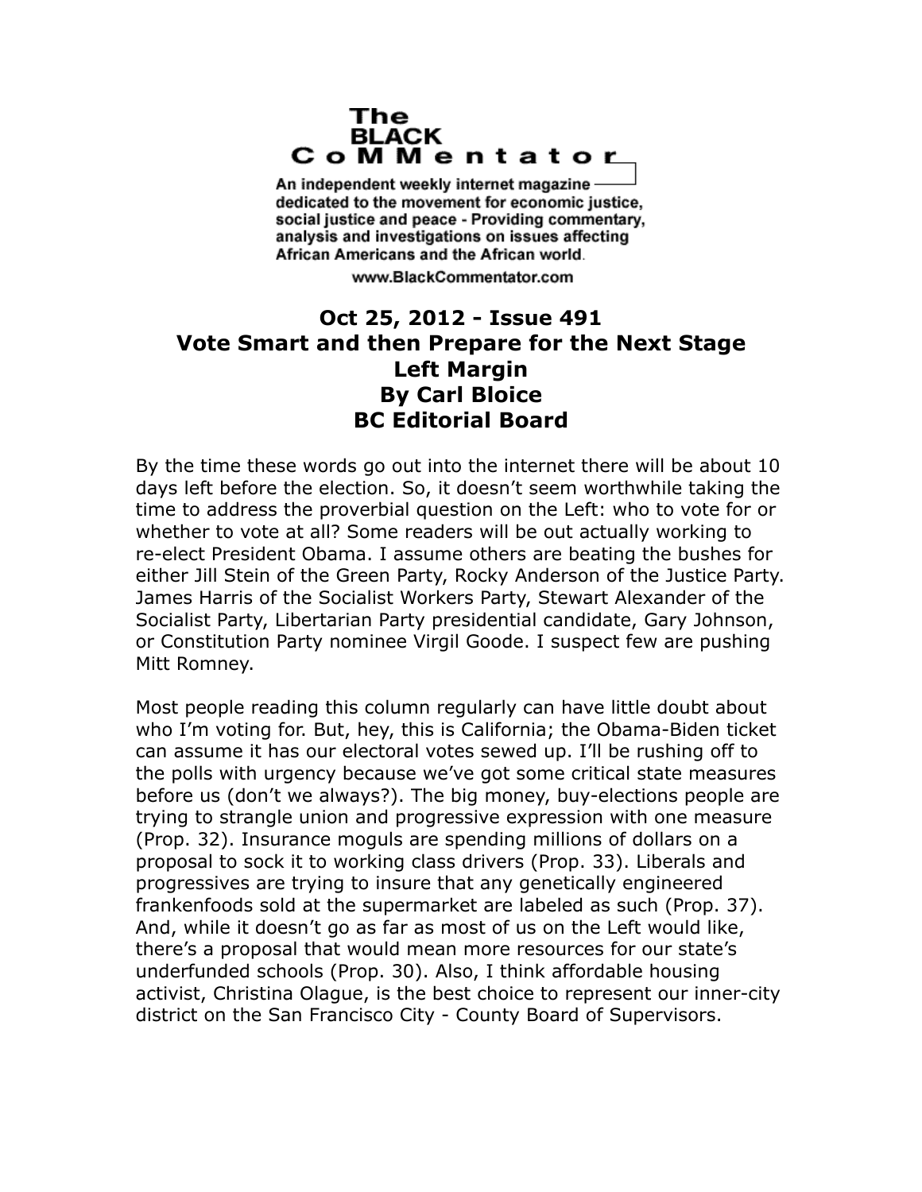The BLACK CoMMentator

An independent weekly internet magazine dedicated to the movement for economic justice, social justice and peace - Providing commentary, analysis and investigations on issues affecting African Americans and the African world.

www.BlackCommentator.com

# Oct 25, 2012 - Issue 491
# Vote Smart and then Prepare for the Next Stage
## Left Margin
## By Carl Bloice
## BC Editorial Board

By the time these words go out into the internet there will be about 10 days left before the election. So, it doesn't seem worthwhile taking the time to address the proverbial question on the Left: who to vote for or whether to vote at all? Some readers will be out actually working to re-elect President Obama. I assume others are beating the bushes for either Jill Stein of the Green Party, Rocky Anderson of the Justice Party. James Harris of the Socialist Workers Party, Stewart Alexander of the Socialist Party, Libertarian Party presidential candidate, Gary Johnson, or Constitution Party nominee Virgil Goode. I suspect few are pushing Mitt Romney.

Most people reading this column regularly can have little doubt about who I'm voting for. But, hey, this is California; the Obama-Biden ticket can assume it has our electoral votes sewed up. I'll be rushing off to the polls with urgency because we've got some critical state measures before us (don't we always?). The big money, buy-elections people are trying to strangle union and progressive expression with one measure (Prop. 32). Insurance moguls are spending millions of dollars on a proposal to sock it to working class drivers (Prop. 33). Liberals and progressives are trying to insure that any genetically engineered frankenfoods sold at the supermarket are labeled as such (Prop. 37). And, while it doesn't go as far as most of us on the Left would like, there's a proposal that would mean more resources for our state's underfunded schools (Prop. 30). Also, I think affordable housing activist, Christina Olague, is the best choice to represent our inner-city district on the San Francisco City - County Board of Supervisors.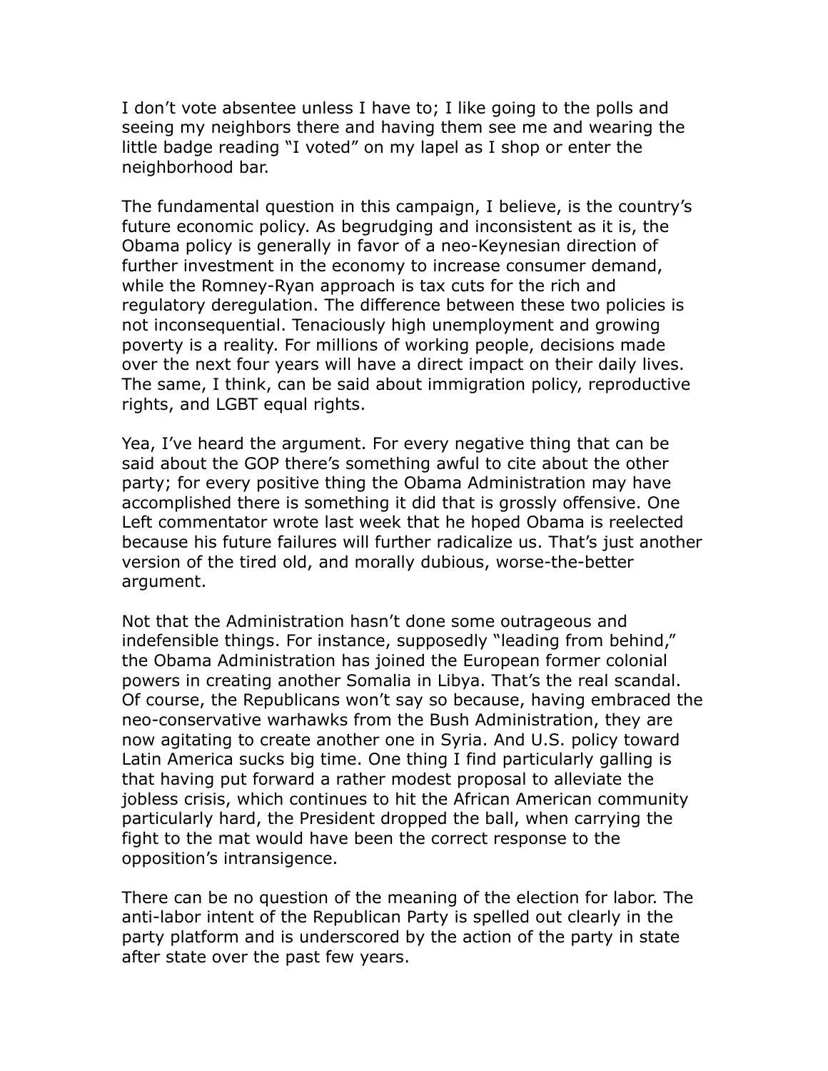I don't vote absentee unless I have to; I like going to the polls and seeing my neighbors there and having them see me and wearing the little badge reading "I voted" on my lapel as I shop or enter the neighborhood bar.

The fundamental question in this campaign, I believe, is the country's future economic policy. As begrudging and inconsistent as it is, the Obama policy is generally in favor of a neo-Keynesian direction of further investment in the economy to increase consumer demand, while the Romney-Ryan approach is tax cuts for the rich and regulatory deregulation. The difference between these two policies is not inconsequential. Tenaciously high unemployment and growing poverty is a reality. For millions of working people, decisions made over the next four years will have a direct impact on their daily lives. The same, I think, can be said about immigration policy, reproductive rights, and LGBT equal rights.

Yea, I've heard the argument. For every negative thing that can be said about the GOP there's something awful to cite about the other party; for every positive thing the Obama Administration may have accomplished there is something it did that is grossly offensive. One Left commentator wrote last week that he hoped Obama is reelected because his future failures will further radicalize us. That's just another version of the tired old, and morally dubious, worse-the-better argument.

Not that the Administration hasn't done some outrageous and indefensible things. For instance, supposedly "leading from behind," the Obama Administration has joined the European former colonial powers in creating another Somalia in Libya. That's the real scandal. Of course, the Republicans won't say so because, having embraced the neo-conservative warhawks from the Bush Administration, they are now agitating to create another one in Syria. And U.S. policy toward Latin America sucks big time. One thing I find particularly galling is that having put forward a rather modest proposal to alleviate the jobless crisis, which continues to hit the African American community particularly hard, the President dropped the ball, when carrying the fight to the mat would have been the correct response to the opposition's intransigence.

There can be no question of the meaning of the election for labor. The anti-labor intent of the Republican Party is spelled out clearly in the party platform and is underscored by the action of the party in state after state over the past few years.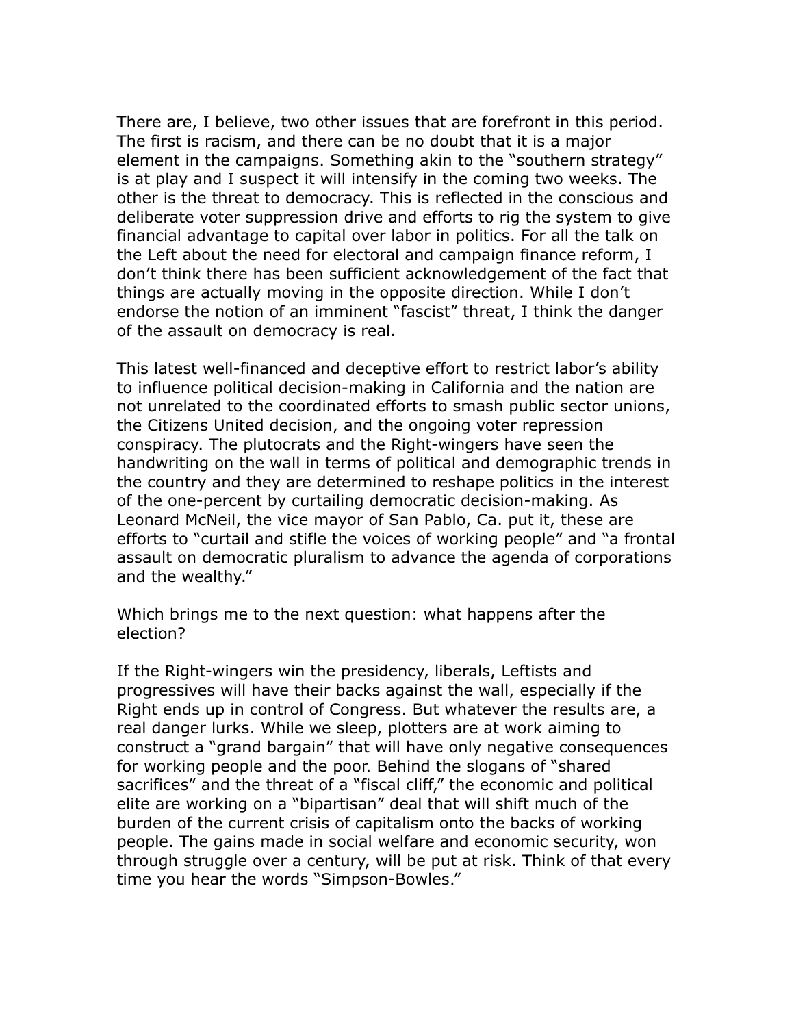There are, I believe, two other issues that are forefront in this period. The first is racism, and there can be no doubt that it is a major element in the campaigns. Something akin to the "southern strategy" is at play and I suspect it will intensify in the coming two weeks. The other is the threat to democracy. This is reflected in the conscious and deliberate voter suppression drive and efforts to rig the system to give financial advantage to capital over labor in politics. For all the talk on the Left about the need for electoral and campaign finance reform, I don't think there has been sufficient acknowledgement of the fact that things are actually moving in the opposite direction. While I don't endorse the notion of an imminent "fascist" threat, I think the danger of the assault on democracy is real.

This latest well-financed and deceptive effort to restrict labor's ability to influence political decision-making in California and the nation are not unrelated to the coordinated efforts to smash public sector unions, the Citizens United decision, and the ongoing voter repression conspiracy. The plutocrats and the Right-wingers have seen the handwriting on the wall in terms of political and demographic trends in the country and they are determined to reshape politics in the interest of the one-percent by curtailing democratic decision-making. As Leonard McNeil, the vice mayor of San Pablo, Ca. put it, these are efforts to "curtail and stifle the voices of working people" and "a frontal assault on democratic pluralism to advance the agenda of corporations and the wealthy."

Which brings me to the next question: what happens after the election?

If the Right-wingers win the presidency, liberals, Leftists and progressives will have their backs against the wall, especially if the Right ends up in control of Congress. But whatever the results are, a real danger lurks. While we sleep, plotters are at work aiming to construct a "grand bargain" that will have only negative consequences for working people and the poor. Behind the slogans of "shared sacrifices" and the threat of a "fiscal cliff," the economic and political elite are working on a "bipartisan" deal that will shift much of the burden of the current crisis of capitalism onto the backs of working people. The gains made in social welfare and economic security, won through struggle over a century, will be put at risk. Think of that every time you hear the words "Simpson-Bowles."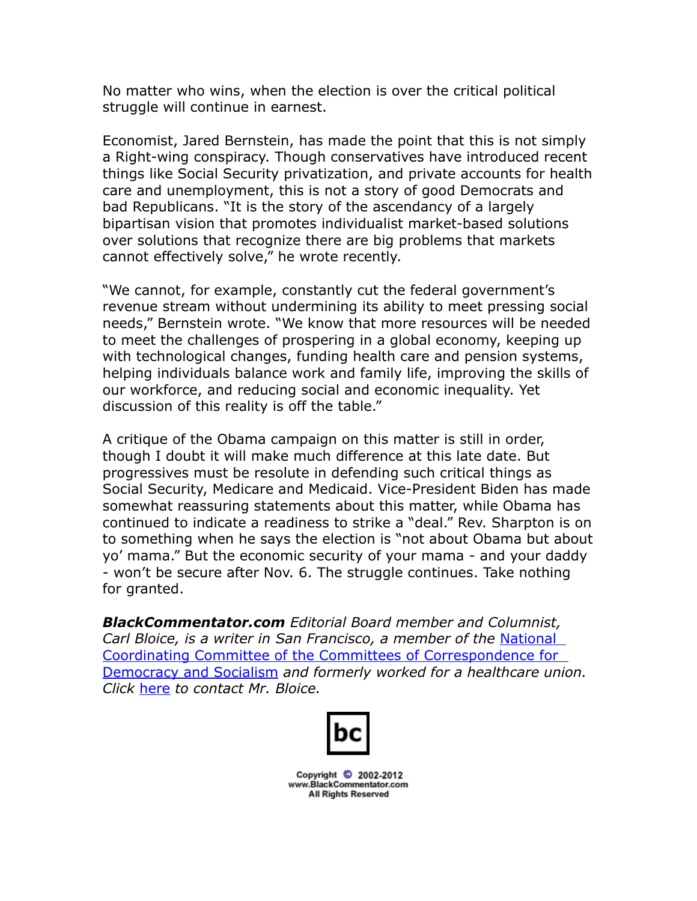No matter who wins, when the election is over the critical political struggle will continue in earnest.

Economist, Jared Bernstein, has made the point that this is not simply a Right-wing conspiracy. Though conservatives have introduced recent things like Social Security privatization, and private accounts for health care and unemployment, this is not a story of good Democrats and bad Republicans. "It is the story of the ascendancy of a largely bipartisan vision that promotes individualist market-based solutions over solutions that recognize there are big problems that markets cannot effectively solve," he wrote recently.

"We cannot, for example, constantly cut the federal government's revenue stream without undermining its ability to meet pressing social needs," Bernstein wrote. "We know that more resources will be needed to meet the challenges of prospering in a global economy, keeping up with technological changes, funding health care and pension systems, helping individuals balance work and family life, improving the skills of our workforce, and reducing social and economic inequality. Yet discussion of this reality is off the table."

A critique of the Obama campaign on this matter is still in order, though I doubt it will make much difference at this late date. But progressives must be resolute in defending such critical things as Social Security, Medicare and Medicaid. Vice-President Biden has made somewhat reassuring statements about this matter, while Obama has continued to indicate a readiness to strike a "deal." Rev. Sharpton is on to something when he says the election is "not about Obama but about yo' mama." But the economic security of your mama - and your daddy - won't be secure after Nov. 6. The struggle continues. Take nothing for granted.

***BlackCommentator.com*** *Editorial Board member and Columnist, Carl Bloice, is a writer in San Francisco, a member of the* [National Coordinating Committee of the Committees of Correspondence for Democracy and Socialism]() *and formerly worked for a healthcare union. Click* [here]() *to contact Mr. Bloice.*

bc

Copyright © 2002-2012
www.BlackCommentator.com
All Rights Reserved